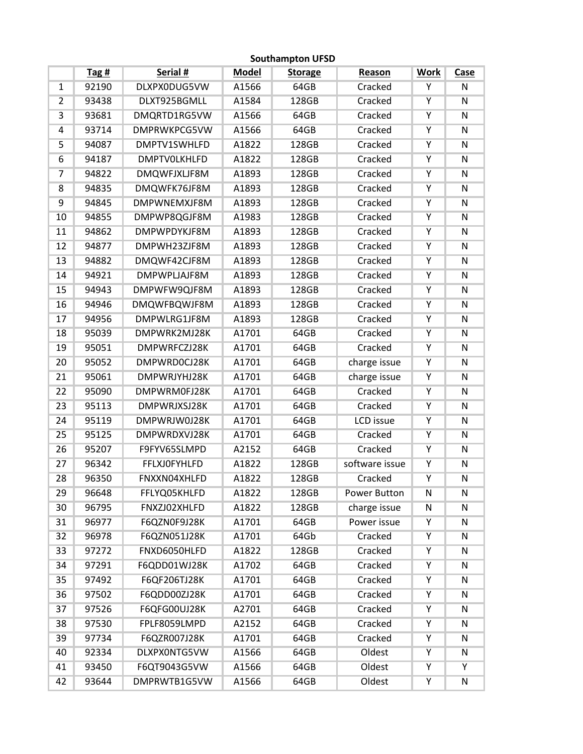**Southampton UFSD**

| | Tag # | Serial # | Model | Storage | Reason | Work | Case |
|---|---|---|---|---|---|---|---|
| 1 | 92190 | DLXPX0DUG5VW | A1566 | 64GB | Cracked | Y | N |
| 2 | 93438 | DLXT925BGMLL | A1584 | 128GB | Cracked | Y | N |
| 3 | 93681 | DMQRTD1RG5VW | A1566 | 64GB | Cracked | Y | N |
| 4 | 93714 | DMPRWKPCG5VW | A1566 | 64GB | Cracked | Y | N |
| 5 | 94087 | DMPTV1SWHLFD | A1822 | 128GB | Cracked | Y | N |
| 6 | 94187 | DMPTV0LKHLFD | A1822 | 128GB | Cracked | Y | N |
| 7 | 94822 | DMQWFJXLJF8M | A1893 | 128GB | Cracked | Y | N |
| 8 | 94835 | DMQWFK76JF8M | A1893 | 128GB | Cracked | Y | N |
| 9 | 94845 | DMPWNEMXJF8M | A1893 | 128GB | Cracked | Y | N |
| 10 | 94855 | DMPWP8QGJF8M | A1983 | 128GB | Cracked | Y | N |
| 11 | 94862 | DMPWPDYKJF8M | A1893 | 128GB | Cracked | Y | N |
| 12 | 94877 | DMPWH23ZJF8M | A1893 | 128GB | Cracked | Y | N |
| 13 | 94882 | DMQWF42CJF8M | A1893 | 128GB | Cracked | Y | N |
| 14 | 94921 | DMPWPLJAJF8M | A1893 | 128GB | Cracked | Y | N |
| 15 | 94943 | DMPWFW9QJF8M | A1893 | 128GB | Cracked | Y | N |
| 16 | 94946 | DMQWFBQWJF8M | A1893 | 128GB | Cracked | Y | N |
| 17 | 94956 | DMPWLRG1JF8M | A1893 | 128GB | Cracked | Y | N |
| 18 | 95039 | DMPWRK2MJ28K | A1701 | 64GB | Cracked | Y | N |
| 19 | 95051 | DMPWRFCZJ28K | A1701 | 64GB | Cracked | Y | N |
| 20 | 95052 | DMPWRD0CJ28K | A1701 | 64GB | charge issue | Y | N |
| 21 | 95061 | DMPWRJYHJ28K | A1701 | 64GB | charge issue | Y | N |
| 22 | 95090 | DMPWRM0FJ28K | A1701 | 64GB | Cracked | Y | N |
| 23 | 95113 | DMPWRJXSJ28K | A1701 | 64GB | Cracked | Y | N |
| 24 | 95119 | DMPWRJW0J28K | A1701 | 64GB | LCD issue | Y | N |
| 25 | 95125 | DMPWRDXVJ28K | A1701 | 64GB | Cracked | Y | N |
| 26 | 95207 | F9FYV65SLMPD | A2152 | 64GB | Cracked | Y | N |
| 27 | 96342 | FFLXJ0FYHLFD | A1822 | 128GB | software issue | Y | N |
| 28 | 96350 | FNXXN04XHLFD | A1822 | 128GB | Cracked | Y | N |
| 29 | 96648 | FFLYQ05KHLFD | A1822 | 128GB | Power Button | N | N |
| 30 | 96795 | FNXZJ02XHLFD | A1822 | 128GB | charge issue | N | N |
| 31 | 96977 | F6QZN0F9J28K | A1701 | 64GB | Power issue | Y | N |
| 32 | 96978 | F6QZN051J28K | A1701 | 64Gb | Cracked | Y | N |
| 33 | 97272 | FNXD6050HLFD | A1822 | 128GB | Cracked | Y | N |
| 34 | 97291 | F6QDD01WJ28K | A1702 | 64GB | Cracked | Y | N |
| 35 | 97492 | F6QF206TJ28K | A1701 | 64GB | Cracked | Y | N |
| 36 | 97502 | F6QDD00ZJ28K | A1701 | 64GB | Cracked | Y | N |
| 37 | 97526 | F6QFG00UJ28K | A2701 | 64GB | Cracked | Y | N |
| 38 | 97530 | FPLF8059LMPD | A2152 | 64GB | Cracked | Y | N |
| 39 | 97734 | F6QZR007J28K | A1701 | 64GB | Cracked | Y | N |
| 40 | 92334 | DLXPX0NTG5VW | A1566 | 64GB | Oldest | Y | N |
| 41 | 93450 | F6QT9043G5VW | A1566 | 64GB | Oldest | Y | Y |
| 42 | 93644 | DMPRWTB1G5VW | A1566 | 64GB | Oldest | Y | N |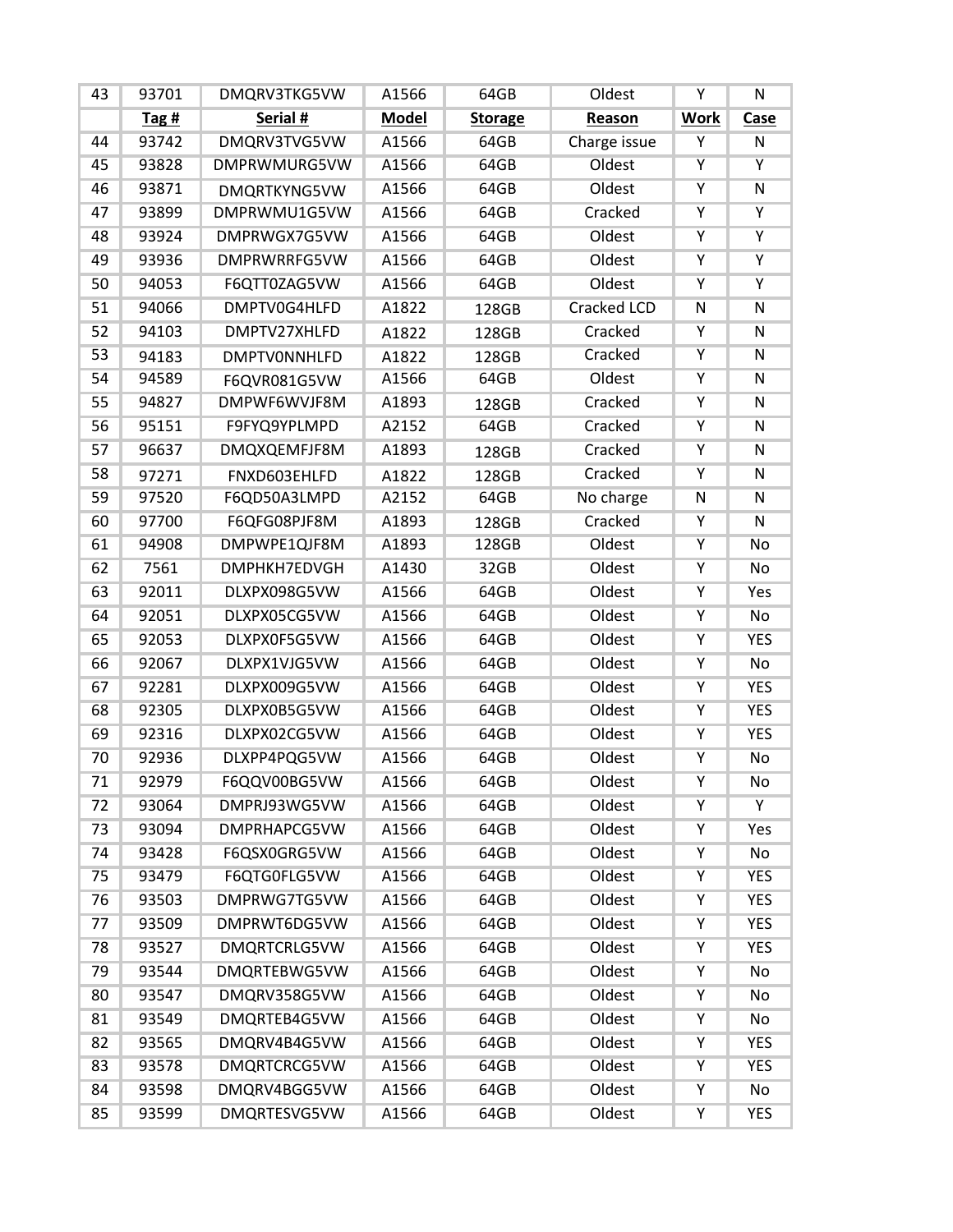| 43 | 93701 | DMQRV3TKG5VW | A1566 | 64GB | Oldest | Y | N |
|---|---|---|---|---|---|---|---|
| | **Tag #** | **Serial #** | **Model** | **Storage** | **Reason** | **Work** | **Case** |
| 44 | 93742 | DMQRV3TVG5VW | A1566 | 64GB | Charge issue | Y | N |
| 45 | 93828 | DMPRWMURG5VW | A1566 | 64GB | Oldest | Y | Y |
| 46 | 93871 | DMQRTKYNG5VW | A1566 | 64GB | Oldest | Y | N |
| 47 | 93899 | DMPRWMU1G5VW | A1566 | 64GB | Cracked | Y | Y |
| 48 | 93924 | DMPRWGX7G5VW | A1566 | 64GB | Oldest | Y | Y |
| 49 | 93936 | DMPRWRRFG5VW | A1566 | 64GB | Oldest | Y | Y |
| 50 | 94053 | F6QTT0ZAG5VW | A1566 | 64GB | Oldest | Y | Y |
| 51 | 94066 | DMPTV0G4HLFD | A1822 | 128GB | Cracked LCD | N | N |
| 52 | 94103 | DMPTV27XHLFD | A1822 | 128GB | Cracked | Y | N |
| 53 | 94183 | DMPTV0NNHLFD | A1822 | 128GB | Cracked | Y | N |
| 54 | 94589 | F6QVR081G5VW | A1566 | 64GB | Oldest | Y | N |
| 55 | 94827 | DMPWF6WVJF8M | A1893 | 128GB | Cracked | Y | N |
| 56 | 95151 | F9FYQ9YPLMPD | A2152 | 64GB | Cracked | Y | N |
| 57 | 96637 | DMQXQEMFJF8M | A1893 | 128GB | Cracked | Y | N |
| 58 | 97271 | FNXD603EHLFD | A1822 | 128GB | Cracked | Y | N |
| 59 | 97520 | F6QD50A3LMPD | A2152 | 64GB | No charge | N | N |
| 60 | 97700 | F6QFG08PJF8M | A1893 | 128GB | Cracked | Y | N |
| 61 | 94908 | DMPWPE1QJF8M | A1893 | 128GB | Oldest | Y | No |
| 62 | 7561 | DMPHKH7EDVGH | A1430 | 32GB | Oldest | Y | No |
| 63 | 92011 | DLXPX098G5VW | A1566 | 64GB | Oldest | Y | Yes |
| 64 | 92051 | DLXPX05CG5VW | A1566 | 64GB | Oldest | Y | No |
| 65 | 92053 | DLXPX0F5G5VW | A1566 | 64GB | Oldest | Y | YES |
| 66 | 92067 | DLXPX1VJG5VW | A1566 | 64GB | Oldest | Y | No |
| 67 | 92281 | DLXPX009G5VW | A1566 | 64GB | Oldest | Y | YES |
| 68 | 92305 | DLXPX0B5G5VW | A1566 | 64GB | Oldest | Y | YES |
| 69 | 92316 | DLXPX02CG5VW | A1566 | 64GB | Oldest | Y | YES |
| 70 | 92936 | DLXPP4PQG5VW | A1566 | 64GB | Oldest | Y | No |
| 71 | 92979 | F6QQV00BG5VW | A1566 | 64GB | Oldest | Y | No |
| 72 | 93064 | DMPRJ93WG5VW | A1566 | 64GB | Oldest | Y | Y |
| 73 | 93094 | DMPRHAPCG5VW | A1566 | 64GB | Oldest | Y | Yes |
| 74 | 93428 | F6QSX0GRG5VW | A1566 | 64GB | Oldest | Y | No |
| 75 | 93479 | F6QTG0FLG5VW | A1566 | 64GB | Oldest | Y | YES |
| 76 | 93503 | DMPRWG7TG5VW | A1566 | 64GB | Oldest | Y | YES |
| 77 | 93509 | DMPRWT6DG5VW | A1566 | 64GB | Oldest | Y | YES |
| 78 | 93527 | DMQRTCRLG5VW | A1566 | 64GB | Oldest | Y | YES |
| 79 | 93544 | DMQRTEBWG5VW | A1566 | 64GB | Oldest | Y | No |
| 80 | 93547 | DMQRV358G5VW | A1566 | 64GB | Oldest | Y | No |
| 81 | 93549 | DMQRTEB4G5VW | A1566 | 64GB | Oldest | Y | No |
| 82 | 93565 | DMQRV4B4G5VW | A1566 | 64GB | Oldest | Y | YES |
| 83 | 93578 | DMQRTCRCG5VW | A1566 | 64GB | Oldest | Y | YES |
| 84 | 93598 | DMQRV4BGG5VW | A1566 | 64GB | Oldest | Y | No |
| 85 | 93599 | DMQRTESVG5VW | A1566 | 64GB | Oldest | Y | YES |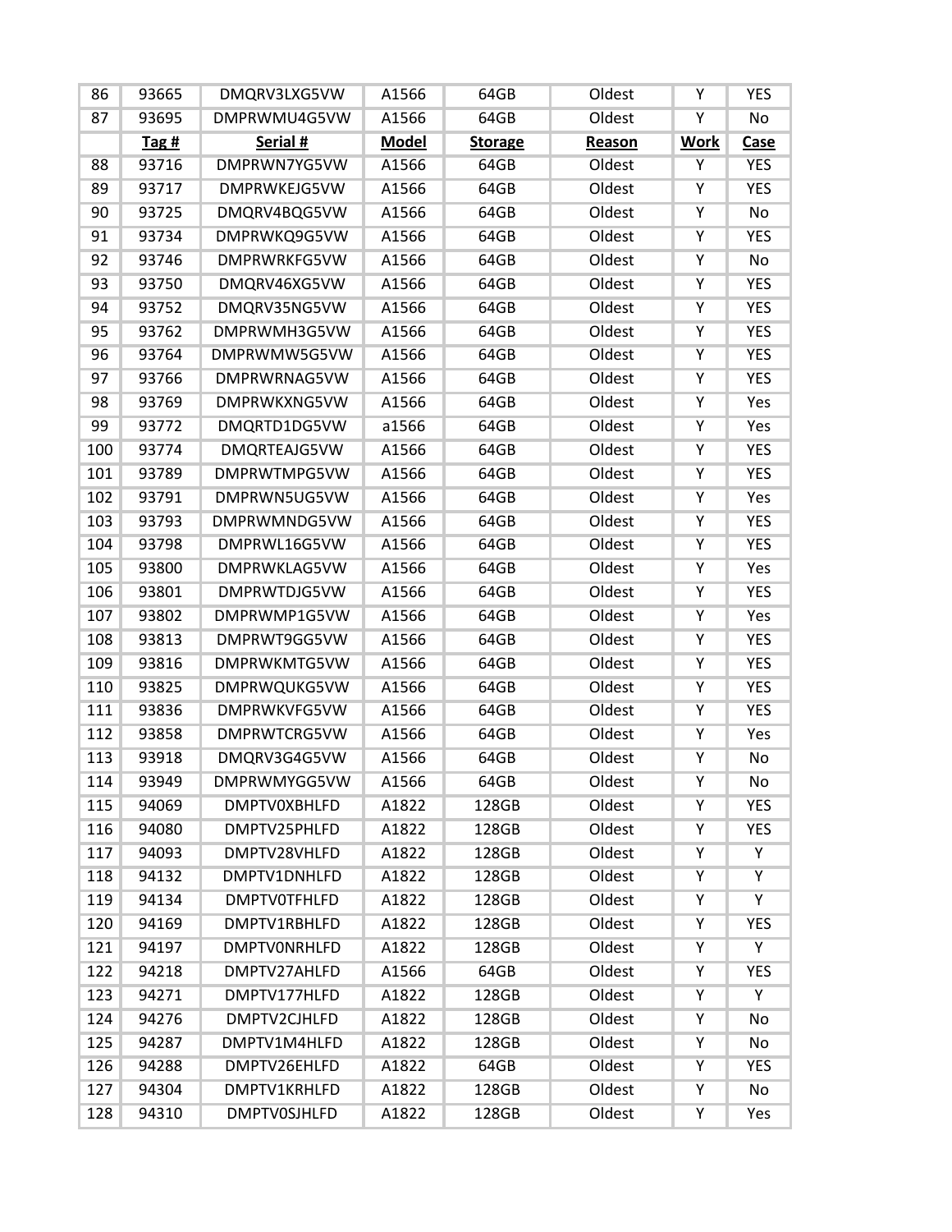| 86 | 93665 | DMQRV3LXG5VW | A1566 | 64GB | Oldest | Y | YES |
|---|---|---|---|---|---|---|---|
| 87 | 93695 | DMPRWMU4G5VW | A1566 | 64GB | Oldest | Y | No |
| | **Tag #** | **Serial #** | **Model** | **Storage** | **Reason** | **Work** | **Case** |
| 88 | 93716 | DMPRWN7YG5VW | A1566 | 64GB | Oldest | Y | YES |
| 89 | 93717 | DMPRWKEJG5VW | A1566 | 64GB | Oldest | Y | YES |
| 90 | 93725 | DMQRV4BQG5VW | A1566 | 64GB | Oldest | Y | No |
| 91 | 93734 | DMPRWKQ9G5VW | A1566 | 64GB | Oldest | Y | YES |
| 92 | 93746 | DMPRWRKFG5VW | A1566 | 64GB | Oldest | Y | No |
| 93 | 93750 | DMQRV46XG5VW | A1566 | 64GB | Oldest | Y | YES |
| 94 | 93752 | DMQRV35NG5VW | A1566 | 64GB | Oldest | Y | YES |
| 95 | 93762 | DMPRWMH3G5VW | A1566 | 64GB | Oldest | Y | YES |
| 96 | 93764 | DMPRWMW5G5VW | A1566 | 64GB | Oldest | Y | YES |
| 97 | 93766 | DMPRWRNAG5VW | A1566 | 64GB | Oldest | Y | YES |
| 98 | 93769 | DMPRWKXNG5VW | A1566 | 64GB | Oldest | Y | Yes |
| 99 | 93772 | DMQRTD1DG5VW | a1566 | 64GB | Oldest | Y | Yes |
| 100 | 93774 | DMQRTEAJG5VW | A1566 | 64GB | Oldest | Y | YES |
| 101 | 93789 | DMPRWTMPG5VW | A1566 | 64GB | Oldest | Y | YES |
| 102 | 93791 | DMPRWN5UG5VW | A1566 | 64GB | Oldest | Y | Yes |
| 103 | 93793 | DMPRWMNDG5VW | A1566 | 64GB | Oldest | Y | YES |
| 104 | 93798 | DMPRWL16G5VW | A1566 | 64GB | Oldest | Y | YES |
| 105 | 93800 | DMPRWKLAG5VW | A1566 | 64GB | Oldest | Y | Yes |
| 106 | 93801 | DMPRWTDJG5VW | A1566 | 64GB | Oldest | Y | YES |
| 107 | 93802 | DMPRWMP1G5VW | A1566 | 64GB | Oldest | Y | Yes |
| 108 | 93813 | DMPRWT9GG5VW | A1566 | 64GB | Oldest | Y | YES |
| 109 | 93816 | DMPRWKMTG5VW | A1566 | 64GB | Oldest | Y | YES |
| 110 | 93825 | DMPRWQUKG5VW | A1566 | 64GB | Oldest | Y | YES |
| 111 | 93836 | DMPRWKVFG5VW | A1566 | 64GB | Oldest | Y | YES |
| 112 | 93858 | DMPRWTCRG5VW | A1566 | 64GB | Oldest | Y | Yes |
| 113 | 93918 | DMQRV3G4G5VW | A1566 | 64GB | Oldest | Y | No |
| 114 | 93949 | DMPRWMYGG5VW | A1566 | 64GB | Oldest | Y | No |
| 115 | 94069 | DMPTV0XBHLFD | A1822 | 128GB | Oldest | Y | YES |
| 116 | 94080 | DMPTV25PHLFD | A1822 | 128GB | Oldest | Y | YES |
| 117 | 94093 | DMPTV28VHLFD | A1822 | 128GB | Oldest | Y | Y |
| 118 | 94132 | DMPTV1DNHLFD | A1822 | 128GB | Oldest | Y | Y |
| 119 | 94134 | DMPTV0TFHLFD | A1822 | 128GB | Oldest | Y | Y |
| 120 | 94169 | DMPTV1RBHLFD | A1822 | 128GB | Oldest | Y | YES |
| 121 | 94197 | DMPTV0NRHLFD | A1822 | 128GB | Oldest | Y | Y |
| 122 | 94218 | DMPTV27AHLFD | A1566 | 64GB | Oldest | Y | YES |
| 123 | 94271 | DMPTV177HLFD | A1822 | 128GB | Oldest | Y | Y |
| 124 | 94276 | DMPTV2CJHLFD | A1822 | 128GB | Oldest | Y | No |
| 125 | 94287 | DMPTV1M4HLFD | A1822 | 128GB | Oldest | Y | No |
| 126 | 94288 | DMPTV26EHLFD | A1822 | 64GB | Oldest | Y | YES |
| 127 | 94304 | DMPTV1KRHLFD | A1822 | 128GB | Oldest | Y | No |
| 128 | 94310 | DMPTV0SJHLFD | A1822 | 128GB | Oldest | Y | Yes |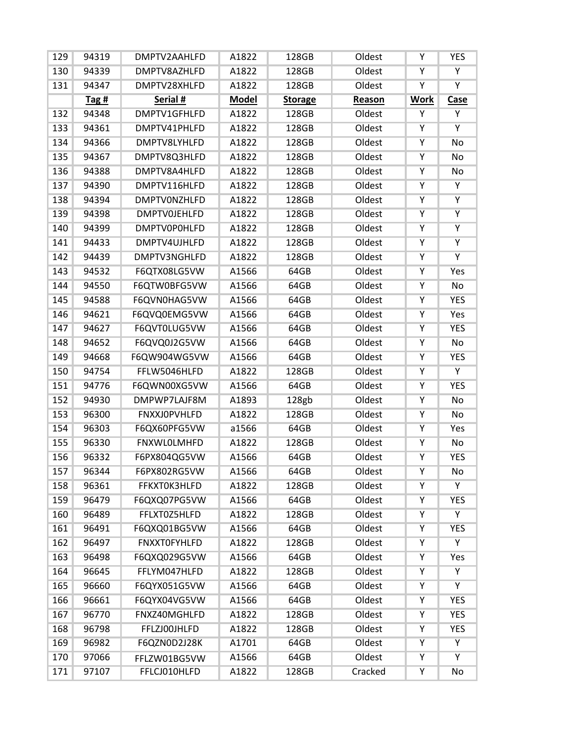| 129 | 94319 | DMPTV2AAHLFD | A1822 | 128GB | Oldest | Y | YES |
|---|---|---|---|---|---|---|---|
| 130 | 94339 | DMPTV8AZHLFD | A1822 | 128GB | Oldest | Y | Y |
| 131 | 94347 | DMPTV28XHLFD | A1822 | 128GB | Oldest | Y | Y |
| | **Tag #** | **Serial #** | **Model** | **Storage** | **Reason** | **Work** | **Case** |
| 132 | 94348 | DMPTV1GFHLFD | A1822 | 128GB | Oldest | Y | Y |
| 133 | 94361 | DMPTV41PHLFD | A1822 | 128GB | Oldest | Y | Y |
| 134 | 94366 | DMPTV8LYHLFD | A1822 | 128GB | Oldest | Y | No |
| 135 | 94367 | DMPTV8Q3HLFD | A1822 | 128GB | Oldest | Y | No |
| 136 | 94388 | DMPTV8A4HLFD | A1822 | 128GB | Oldest | Y | No |
| 137 | 94390 | DMPTV116HLFD | A1822 | 128GB | Oldest | Y | Y |
| 138 | 94394 | DMPTV0NZHLFD | A1822 | 128GB | Oldest | Y | Y |
| 139 | 94398 | DMPTV0JEHLFD | A1822 | 128GB | Oldest | Y | Y |
| 140 | 94399 | DMPTV0P0HLFD | A1822 | 128GB | Oldest | Y | Y |
| 141 | 94433 | DMPTV4UJHLFD | A1822 | 128GB | Oldest | Y | Y |
| 142 | 94439 | DMPTV3NGHLFD | A1822 | 128GB | Oldest | Y | Y |
| 143 | 94532 | F6QTX08LG5VW | A1566 | 64GB | Oldest | Y | Yes |
| 144 | 94550 | F6QTW0BFG5VW | A1566 | 64GB | Oldest | Y | No |
| 145 | 94588 | F6QVN0HAG5VW | A1566 | 64GB | Oldest | Y | YES |
| 146 | 94621 | F6QVQ0EMG5VW | A1566 | 64GB | Oldest | Y | Yes |
| 147 | 94627 | F6QVT0LUG5VW | A1566 | 64GB | Oldest | Y | YES |
| 148 | 94652 | F6QVQ0J2G5VW | A1566 | 64GB | Oldest | Y | No |
| 149 | 94668 | F6QW904WG5VW | A1566 | 64GB | Oldest | Y | YES |
| 150 | 94754 | FFLW5046HLFD | A1822 | 128GB | Oldest | Y | Y |
| 151 | 94776 | F6QWN00XG5VW | A1566 | 64GB | Oldest | Y | YES |
| 152 | 94930 | DMPWP7LAJF8M | A1893 | 128gb | Oldest | Y | No |
| 153 | 96300 | FNXXJ0PVHLFD | A1822 | 128GB | Oldest | Y | No |
| 154 | 96303 | F6QX60PFG5VW | a1566 | 64GB | Oldest | Y | Yes |
| 155 | 96330 | FNXWL0LMHFD | A1822 | 128GB | Oldest | Y | No |
| 156 | 96332 | F6PX804QG5VW | A1566 | 64GB | Oldest | Y | YES |
| 157 | 96344 | F6PX802RG5VW | A1566 | 64GB | Oldest | Y | No |
| 158 | 96361 | FFKXT0K3HLFD | A1822 | 128GB | Oldest | Y | Y |
| 159 | 96479 | F6QXQ07PG5VW | A1566 | 64GB | Oldest | Y | YES |
| 160 | 96489 | FFLXT0Z5HLFD | A1822 | 128GB | Oldest | Y | Y |
| 161 | 96491 | F6QXQ01BG5VW | A1566 | 64GB | Oldest | Y | YES |
| 162 | 96497 | FNXXT0FYHLFD | A1822 | 128GB | Oldest | Y | Y |
| 163 | 96498 | F6QXQ029G5VW | A1566 | 64GB | Oldest | Y | Yes |
| 164 | 96645 | FFLYM047HLFD | A1822 | 128GB | Oldest | Y | Y |
| 165 | 96660 | F6QYX051G5VW | A1566 | 64GB | Oldest | Y | Y |
| 166 | 96661 | F6QYX04VG5VW | A1566 | 64GB | Oldest | Y | YES |
| 167 | 96770 | FNXZ40MGHLFD | A1822 | 128GB | Oldest | Y | YES |
| 168 | 96798 | FFLZJ00JHLFD | A1822 | 128GB | Oldest | Y | YES |
| 169 | 96982 | F6QZN0D2J28K | A1701 | 64GB | Oldest | Y | Y |
| 170 | 97066 | FFLZW01BG5VW | A1566 | 64GB | Oldest | Y | Y |
| 171 | 97107 | FFLCJ010HLFD | A1822 | 128GB | Cracked | Y | No |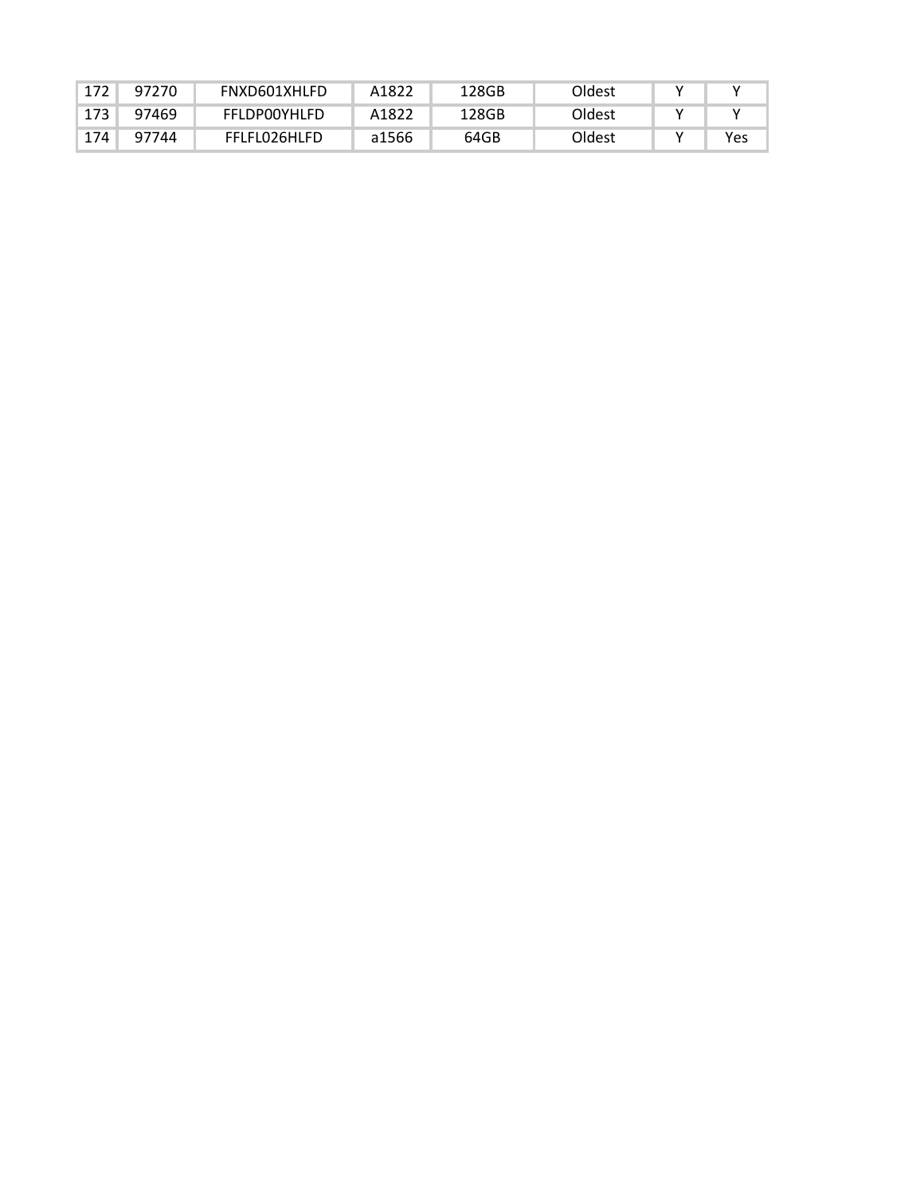| 172 | 97270 | FNXD601XHLFD | A1822 | 128GB | Oldest | Y | Y |
|---|---|---|---|---|---|---|---|
| 173 | 97469 | FFLDP00YHLFD | A1822 | 128GB | Oldest | Y | Y |
| 174 | 97744 | FFLFL026HLFD | a1566 | 64GB | Oldest | Y | Yes |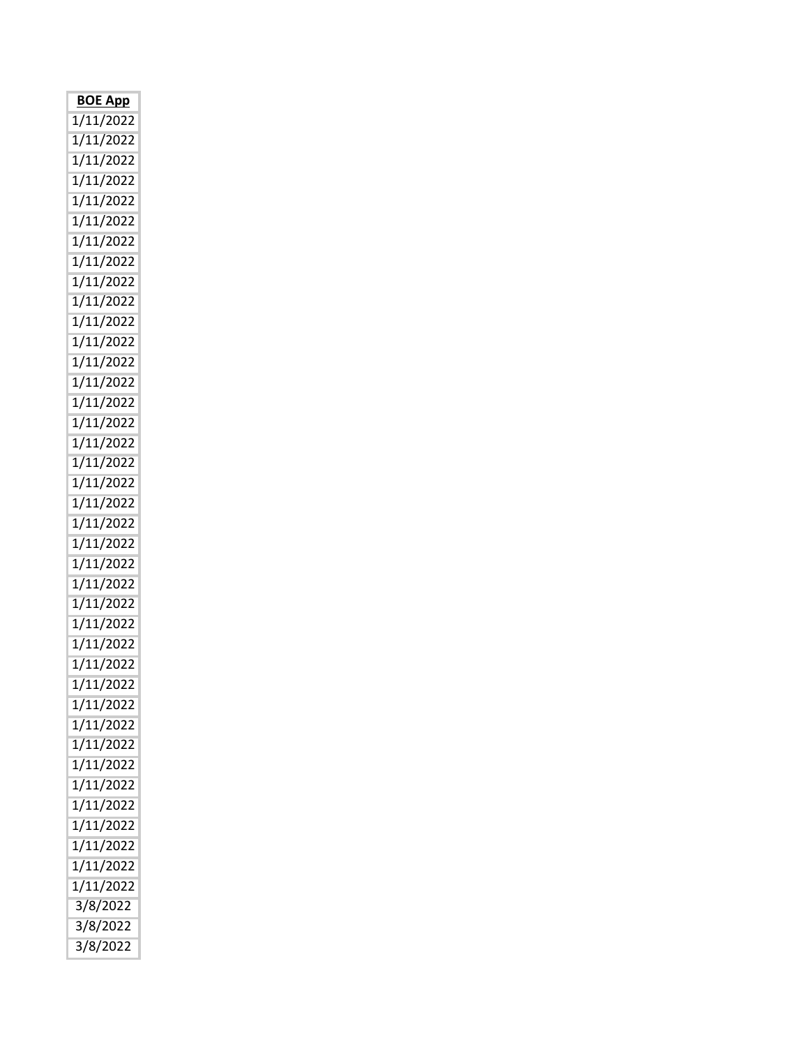| BOE App |
| --- |
| 1/11/2022 |
| 1/11/2022 |
| 1/11/2022 |
| 1/11/2022 |
| 1/11/2022 |
| 1/11/2022 |
| 1/11/2022 |
| 1/11/2022 |
| 1/11/2022 |
| 1/11/2022 |
| 1/11/2022 |
| 1/11/2022 |
| 1/11/2022 |
| 1/11/2022 |
| 1/11/2022 |
| 1/11/2022 |
| 1/11/2022 |
| 1/11/2022 |
| 1/11/2022 |
| 1/11/2022 |
| 1/11/2022 |
| 1/11/2022 |
| 1/11/2022 |
| 1/11/2022 |
| 1/11/2022 |
| 1/11/2022 |
| 1/11/2022 |
| 1/11/2022 |
| 1/11/2022 |
| 1/11/2022 |
| 1/11/2022 |
| 1/11/2022 |
| 1/11/2022 |
| 1/11/2022 |
| 1/11/2022 |
| 1/11/2022 |
| 1/11/2022 |
| 1/11/2022 |
| 1/11/2022 |
| 3/8/2022 |
| 3/8/2022 |
| 3/8/2022 |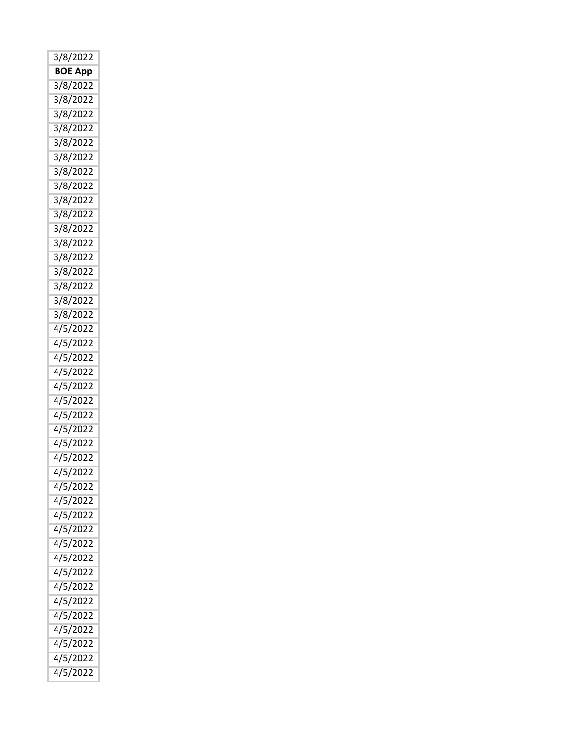| 3/8/2022 |
| --- |
| **BOE App** |
| 3/8/2022 |
| 3/8/2022 |
| 3/8/2022 |
| 3/8/2022 |
| 3/8/2022 |
| 3/8/2022 |
| 3/8/2022 |
| 3/8/2022 |
| 3/8/2022 |
| 3/8/2022 |
| 3/8/2022 |
| 3/8/2022 |
| 3/8/2022 |
| 3/8/2022 |
| 3/8/2022 |
| 3/8/2022 |
| 3/8/2022 |
| 4/5/2022 |
| 4/5/2022 |
| 4/5/2022 |
| 4/5/2022 |
| 4/5/2022 |
| 4/5/2022 |
| 4/5/2022 |
| 4/5/2022 |
| 4/5/2022 |
| 4/5/2022 |
| 4/5/2022 |
| 4/5/2022 |
| 4/5/2022 |
| 4/5/2022 |
| 4/5/2022 |
| 4/5/2022 |
| 4/5/2022 |
| 4/5/2022 |
| 4/5/2022 |
| 4/5/2022 |
| 4/5/2022 |
| 4/5/2022 |
| 4/5/2022 |
| 4/5/2022 |
| 4/5/2022 |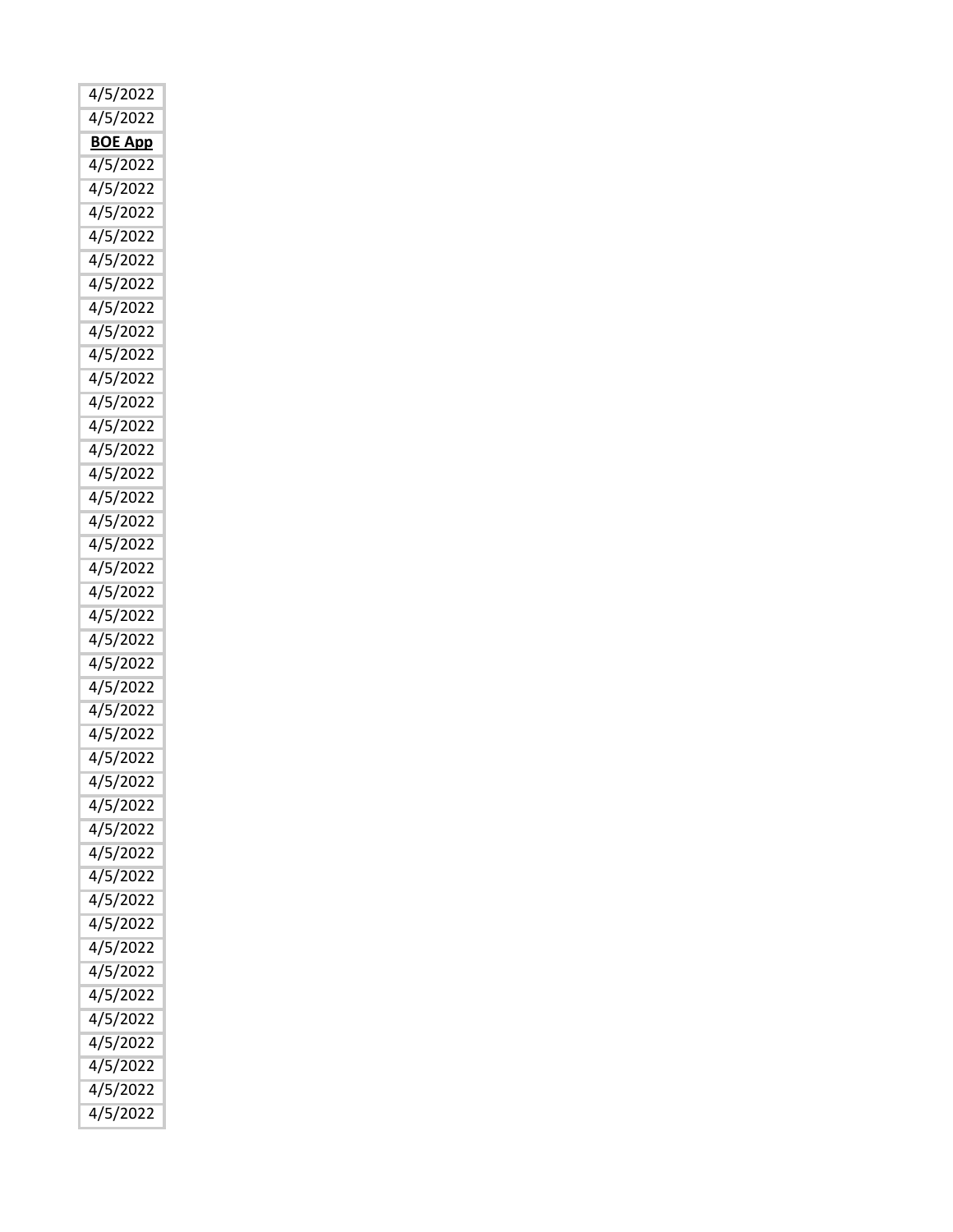| 4/5/2022 |
|---|
| 4/5/2022 |
| **BOE App** |
| 4/5/2022 |
| 4/5/2022 |
| 4/5/2022 |
| 4/5/2022 |
| 4/5/2022 |
| 4/5/2022 |
| 4/5/2022 |
| 4/5/2022 |
| 4/5/2022 |
| 4/5/2022 |
| 4/5/2022 |
| 4/5/2022 |
| 4/5/2022 |
| 4/5/2022 |
| 4/5/2022 |
| 4/5/2022 |
| 4/5/2022 |
| 4/5/2022 |
| 4/5/2022 |
| 4/5/2022 |
| 4/5/2022 |
| 4/5/2022 |
| 4/5/2022 |
| 4/5/2022 |
| 4/5/2022 |
| 4/5/2022 |
| 4/5/2022 |
| 4/5/2022 |
| 4/5/2022 |
| 4/5/2022 |
| 4/5/2022 |
| 4/5/2022 |
| 4/5/2022 |
| 4/5/2022 |
| 4/5/2022 |
| 4/5/2022 |
| 4/5/2022 |
| 4/5/2022 |
| 4/5/2022 |
| 4/5/2022 |
| 4/5/2022 |
| 4/5/2022 |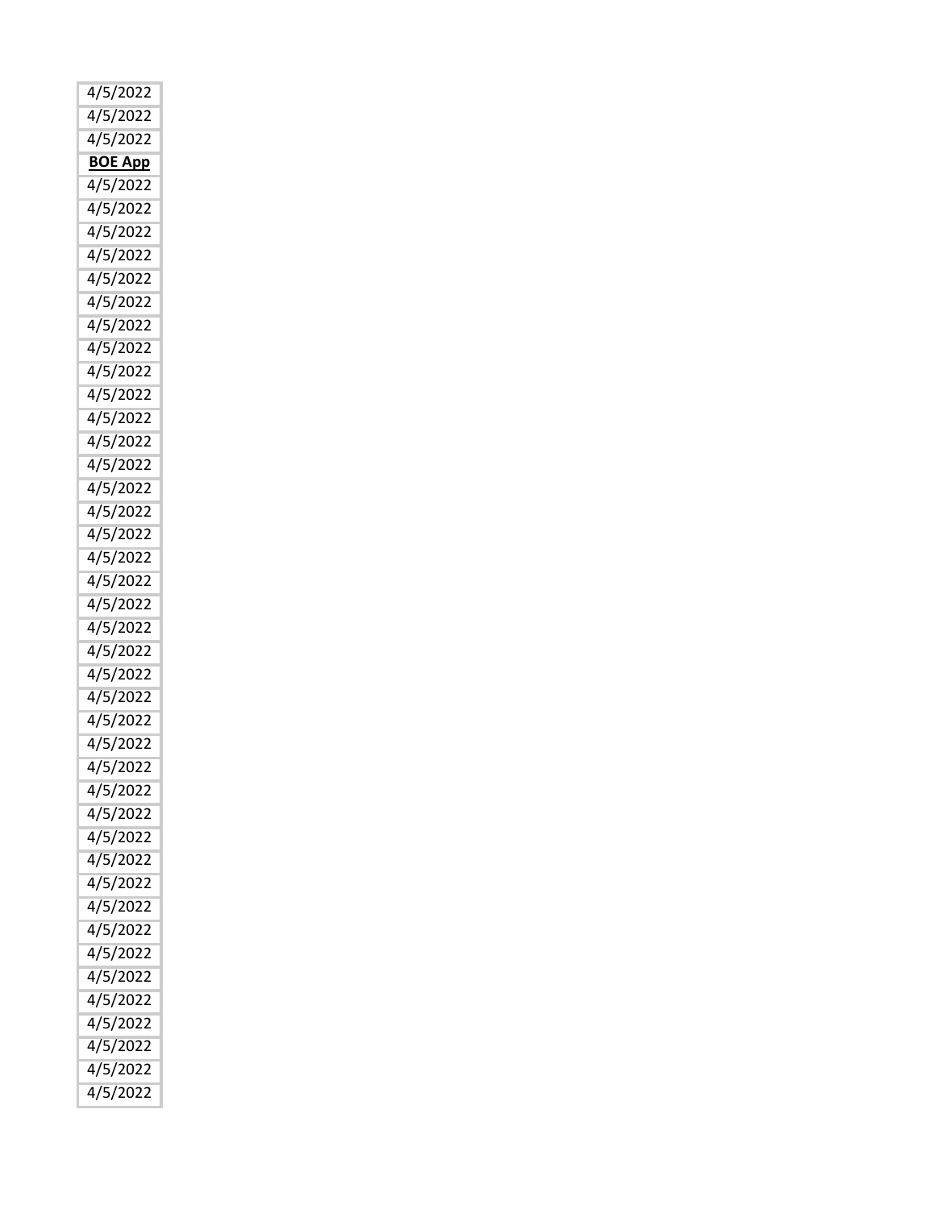| |
|---|
| 4/5/2022 |
| 4/5/2022 |
| 4/5/2022 |
| **BOE App** |
| 4/5/2022 |
| 4/5/2022 |
| 4/5/2022 |
| 4/5/2022 |
| 4/5/2022 |
| 4/5/2022 |
| 4/5/2022 |
| 4/5/2022 |
| 4/5/2022 |
| 4/5/2022 |
| 4/5/2022 |
| 4/5/2022 |
| 4/5/2022 |
| 4/5/2022 |
| 4/5/2022 |
| 4/5/2022 |
| 4/5/2022 |
| 4/5/2022 |
| 4/5/2022 |
| 4/5/2022 |
| 4/5/2022 |
| 4/5/2022 |
| 4/5/2022 |
| 4/5/2022 |
| 4/5/2022 |
| 4/5/2022 |
| 4/5/2022 |
| 4/5/2022 |
| 4/5/2022 |
| 4/5/2022 |
| 4/5/2022 |
| 4/5/2022 |
| 4/5/2022 |
| 4/5/2022 |
| 4/5/2022 |
| 4/5/2022 |
| 4/5/2022 |
| 4/5/2022 |
| 4/5/2022 |
| 4/5/2022 |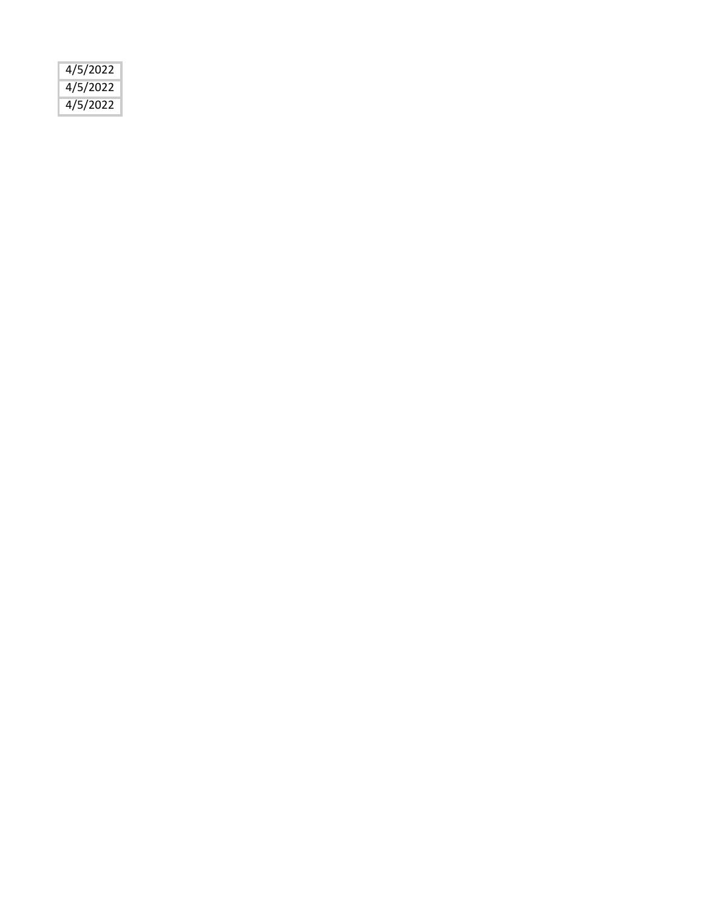| |
|---|
| 4/5/2022 |
| 4/5/2022 |
| 4/5/2022 |